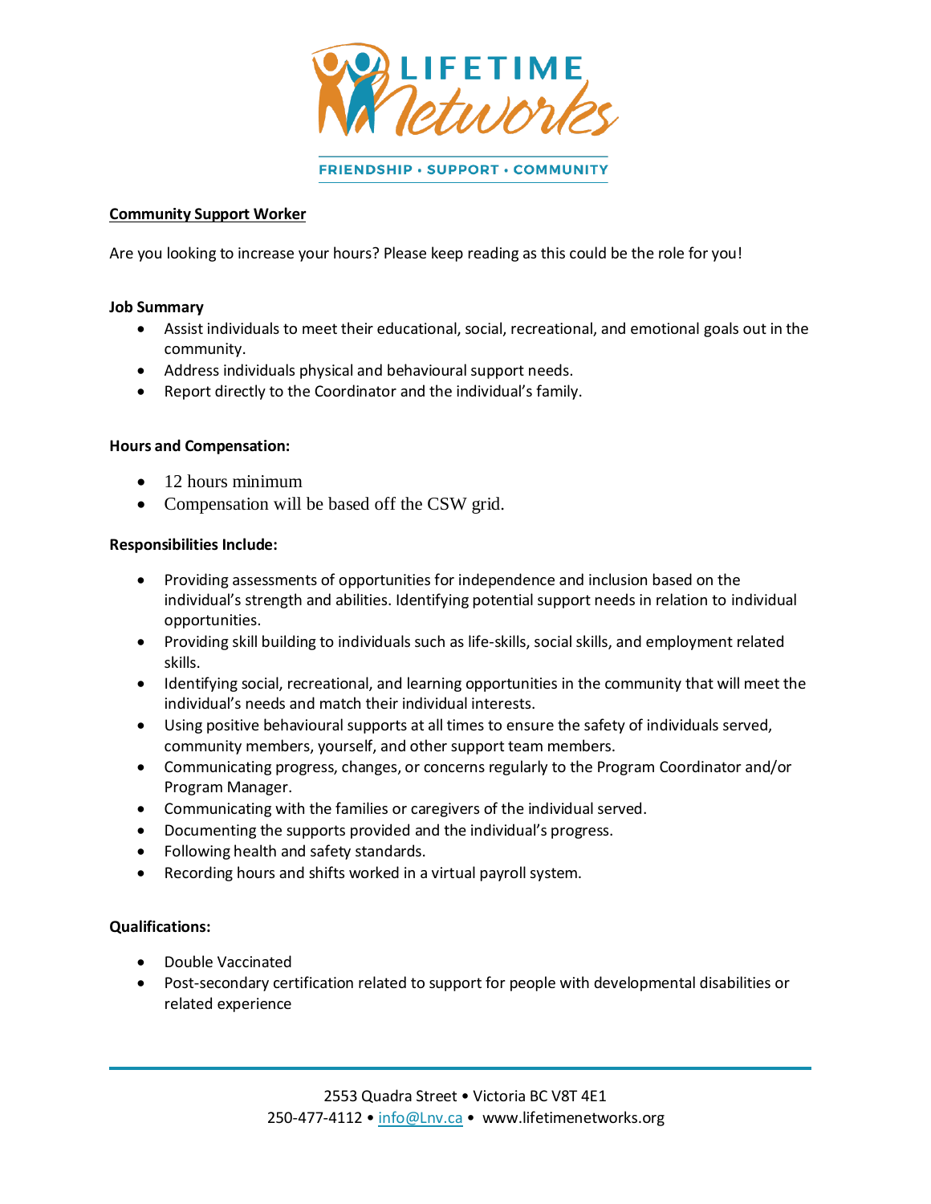LIFETIME Networks

FRIENDSHIP • SUPPORT • COMMUNITY

## Community Support Worker

Are you looking to increase your hours? Please keep reading as this could be the role for you!

**Job Summary**

- Assist individuals to meet their educational, social, recreational, and emotional goals out in the community.
- Address individuals physical and behavioural support needs.
- Report directly to the Coordinator and the individual's family.

**Hours and Compensation:**

- 12 hours minimum
- Compensation will be based off the CSW grid.

**Responsibilities Include:**

- Providing assessments of opportunities for independence and inclusion based on the individual's strength and abilities. Identifying potential support needs in relation to individual opportunities.
- Providing skill building to individuals such as life-skills, social skills, and employment related skills.
- Identifying social, recreational, and learning opportunities in the community that will meet the individual's needs and match their individual interests.
- Using positive behavioural supports at all times to ensure the safety of individuals served, community members, yourself, and other support team members.
- Communicating progress, changes, or concerns regularly to the Program Coordinator and/or Program Manager.
- Communicating with the families or caregivers of the individual served.
- Documenting the supports provided and the individual's progress.
- Following health and safety standards.
- Recording hours and shifts worked in a virtual payroll system.

**Qualifications:**

- Double Vaccinated
- Post-secondary certification related to support for people with developmental disabilities or related experience

2553 Quadra Street • Victoria BC V8T 4E1
250-477-4112 • info@Lnv.ca • www.lifetimenetworks.org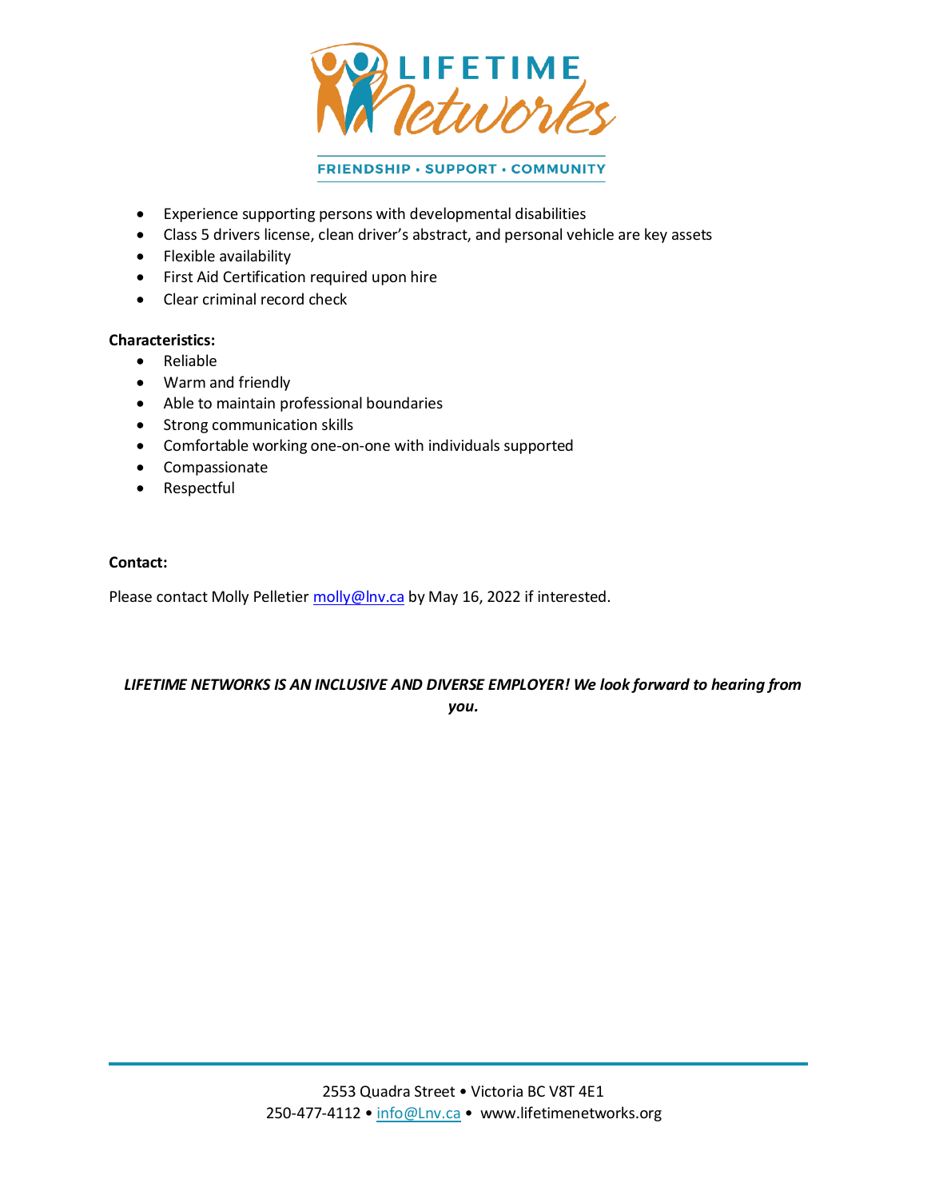- Experience supporting persons with developmental disabilities
- Class 5 drivers license, clean driver's abstract, and personal vehicle are key assets
- Flexible availability
- First Aid Certification required upon hire
- Clear criminal record check

**Characteristics:**

- Reliable
- Warm and friendly
- Able to maintain professional boundaries
- Strong communication skills
- Comfortable working one-on-one with individuals supported
- Compassionate
- Respectful

**Contact:**

Please contact Molly Pelletier molly@lnv.ca by May 16, 2022 if interested.

***LIFETIME NETWORKS IS AN INCLUSIVE AND DIVERSE EMPLOYER! We look forward to hearing from you.***